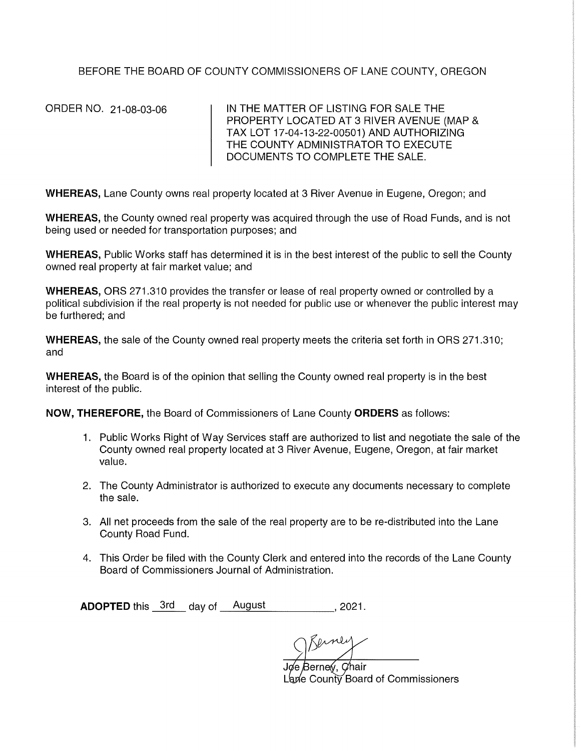BEFORE THE BOARD OF COUNTY COMMISSIONERS OF LANE COUNTY, OREGON

ORDER NO. 21-08-03-06

IN THE MATTER OF LISTING FOR SALE THE PROPERTY LOCATED AT 3 RIVER AVENUE (MAP & TAX LOT 17-04-13-22-00501) AND AUTHORIZING THE COUNTY ADMINISTRATOR TO EXECUTE DOCUMENTS TO COMPLETE THE SALE.

**WHEREAS,** Lane County owns real property located at 3 River Avenue in Eugene, Oregon; and

**WHEREAS,** the County owned real property was acquired through the use of Road Funds, and is not being used or needed for transportation purposes; and

**WHEREAS,** Public Works staff has determined it is in the best interest of the public to sell the County owned real property at fair market value; and

**WHEREAS,** ORS 271.310 provides the transfer or lease of real property owned or controlled by a political subdivision if the real property is not needed for public use or whenever the public interest may be furthered; and

**WHEREAS,** the sale of the County owned real property meets the criteria set forth in ORS 271.310; and

**WHEREAS,** the Board is of the opinion that selling the County owned real property is in the best interest of the public.

**NOW, THEREFORE,** the Board of Commissioners of Lane County **ORDERS** as follows:

1. Public Works Right of Way Services staff are authorized to list and negotiate the sale of the County owned real property located at 3 River Avenue, Eugene, Oregon, at fair market value.
2. The County Administrator is authorized to execute any documents necessary to complete the sale.
3. All net proceeds from the sale of the real property are to be re-distributed into the Lane County Road Fund.
4. This Order be filed with the County Clerk and entered into the records of the Lane County Board of Commissioners Journal of Administration.

**ADOPTED** this 3rd day of August, 2021.

Joe Berney, Chair
Lane County Board of Commissioners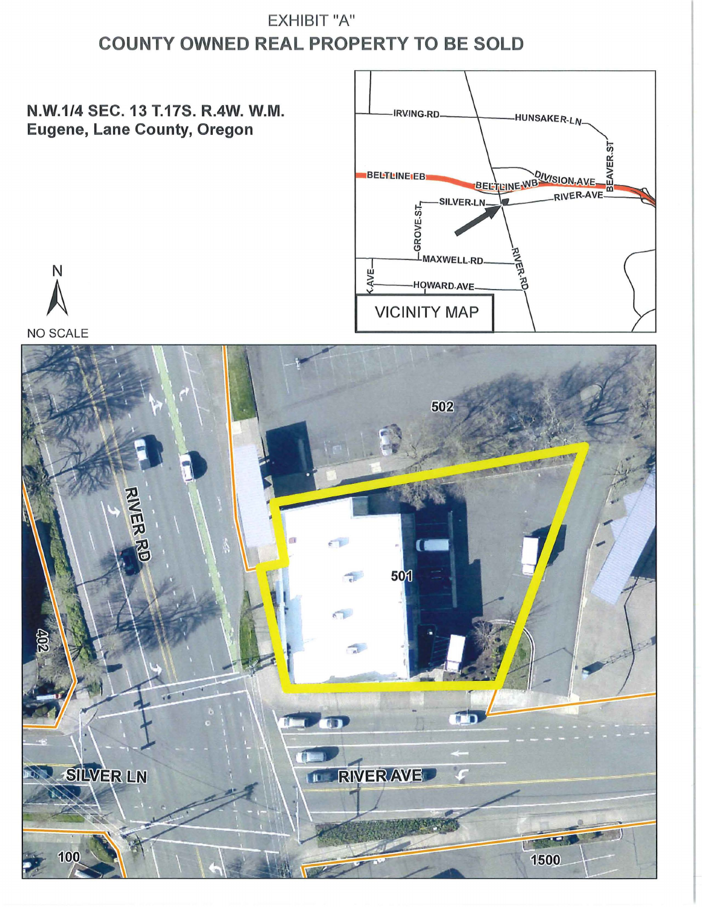# EXHIBIT "A"

## COUNTY OWNED REAL PROPERTY TO BE SOLD

**N.W.1/4 SEC. 13 T.17S. R.4W. W.M.**
**Eugene, Lane County, Oregon**

N

NO SCALE

VICINITY MAP

IRVING-RD

HUNSAKER-LN

BEAVER-ST

BELTLINE EB

BELTLINE WB

DIVISION AVE

RIVER-AVE

SILVER-LN

GROVE-ST

MAXWELL-RD

RIVER-RD

K-AVE

HOWARD-AVE

502

501

RIVER RD

402

SILVER LN

RIVER AVE

100

1500